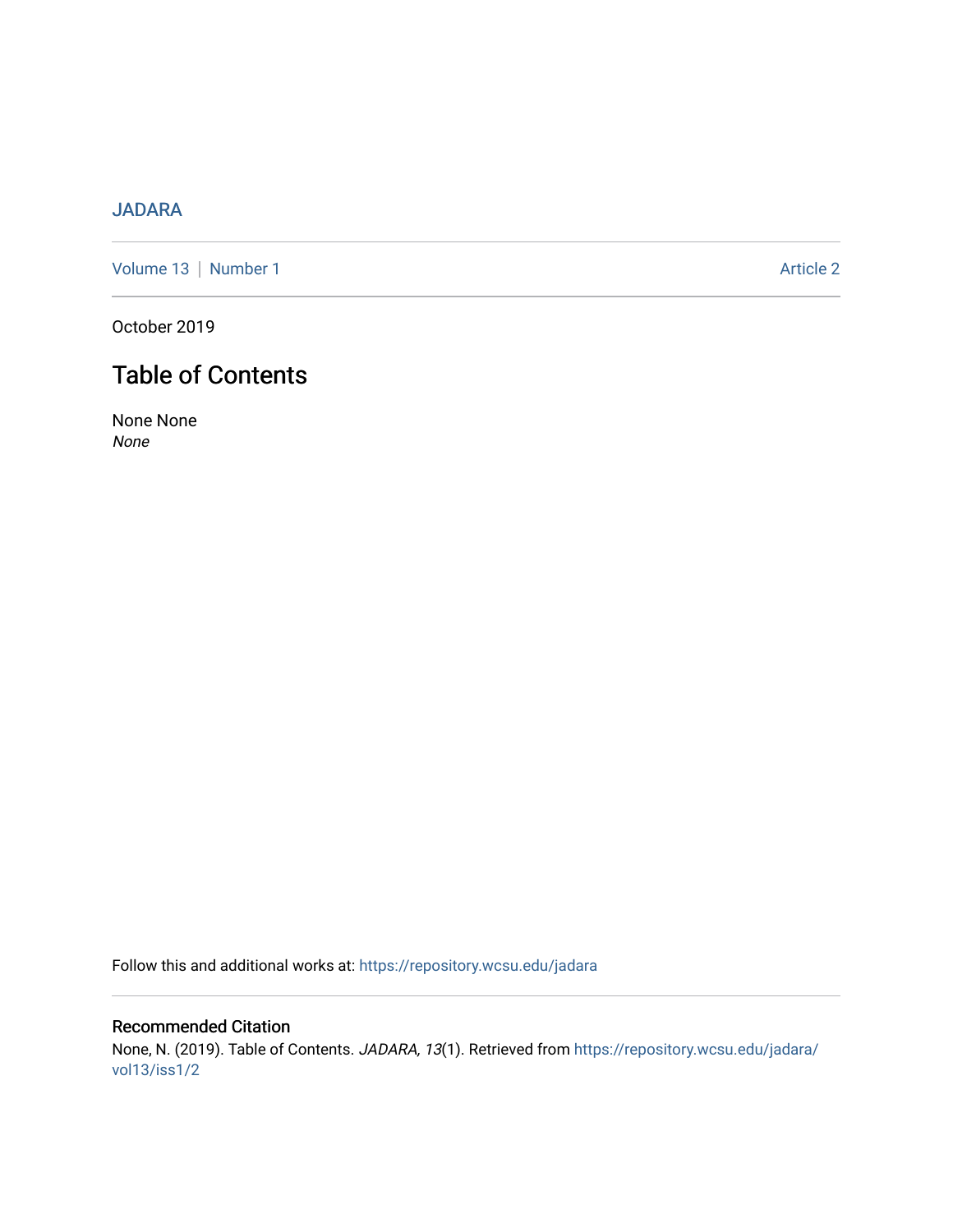JADARA

Volume 13 | Number 1 | Article 2

October 2019

# Table of Contents

None None
*None*

Follow this and additional works at: https://repository.wcsu.edu/jadara

## Recommended Citation

None, N. (2019). Table of Contents. *JADARA, 13*(1). Retrieved from https://repository.wcsu.edu/jadara/vol13/iss1/2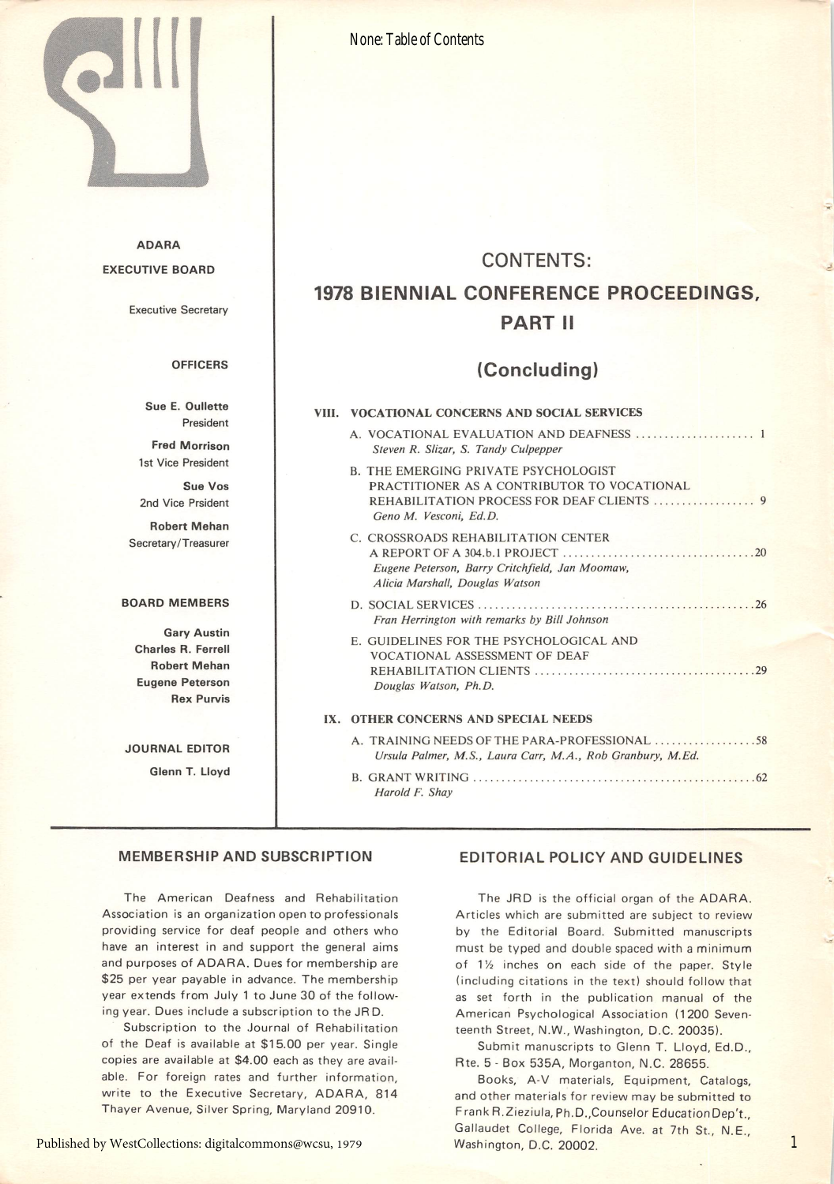None: Table of Contents

**ADARA**

**EXECUTIVE BOARD**

Executive Secretary

**OFFICERS**

**Sue E. Oullette**
President

**Fred Morrison**
1st Vice President

**Sue Vos**
2nd Vice Prsident

**Robert Mehan**
Secretary/Treasurer

**BOARD MEMBERS**

**Gary Austin**
**Charles R. Ferrell**
**Robert Mehan**
**Eugene Peterson**
**Rex Purvis**

**JOURNAL EDITOR**

**Glenn T. Lloyd**

# CONTENTS: 1978 BIENNIAL CONFERENCE PROCEEDINGS, PART II

## (Concluding)

**VIII. VOCATIONAL CONCERNS AND SOCIAL SERVICES**

A. VOCATIONAL EVALUATION AND DEAFNESS ..................... 1
*Steven R. Slizar, S. Tandy Culpepper*

B. THE EMERGING PRIVATE PSYCHOLOGIST PRACTITIONER AS A CONTRIBUTOR TO VOCATIONAL REHABILITATION PROCESS FOR DEAF CLIENTS .................. 9
*Geno M. Vesconi, Ed.D.*

C. CROSSROADS REHABILITATION CENTER A REPORT OF A 304.b.1 PROJECT .................................20
*Eugene Peterson, Barry Critchfield, Jan Moomaw, Alicia Marshall, Douglas Watson*

D. SOCIAL SERVICES ................................................26
*Fran Herrington with remarks by Bill Johnson*

E. GUIDELINES FOR THE PSYCHOLOGICAL AND VOCATIONAL ASSESSMENT OF DEAF REHABILITATION CLIENTS ......................................29
*Douglas Watson, Ph.D.*

**IX. OTHER CONCERNS AND SPECIAL NEEDS**

A. TRAINING NEEDS OF THE PARA-PROFESSIONAL ..................58
*Ursula Palmer, M.S., Laura Carr, M.A., Rob Granbury, M.Ed.*

B. GRANT WRITING .................................................62
*Harold F. Shay*

## MEMBERSHIP AND SUBSCRIPTION

The American Deafness and Rehabilitation Association is an organization open to professionals providing service for deaf people and others who have an interest in and support the general aims and purposes of ADARA. Dues for membership are $25 per year payable in advance. The membership year extends from July 1 to June 30 of the following year. Dues include a subscription to the JRD.

Subscription to the Journal of Rehabilitation of the Deaf is available at $15.00 per year. Single copies are available at $4.00 each as they are available. For foreign rates and further information, write to the Executive Secretary, ADARA, 814 Thayer Avenue, Silver Spring, Maryland 20910.

## EDITORIAL POLICY AND GUIDELINES

The JRD is the official organ of the ADARA. Articles which are submitted are subject to review by the Editorial Board. Submitted manuscripts must be typed and double spaced with a minimum of 1½ inches on each side of the paper. Style (including citations in the text) should follow that as set forth in the publication manual of the American Psychological Association (1200 Seventeenth Street, N.W., Washington, D.C. 20035).

Submit manuscripts to Glenn T. Lloyd, Ed.D., Rte. 5 - Box 535A, Morganton, N.C. 28655.

Books, A-V materials, Equipment, Catalogs, and other materials for review may be submitted to Frank R. Zieziula, Ph.D., Counselor Education Dep't., Gallaudet College, Florida Ave. at 7th St., N.E., Washington, D.C. 20002.